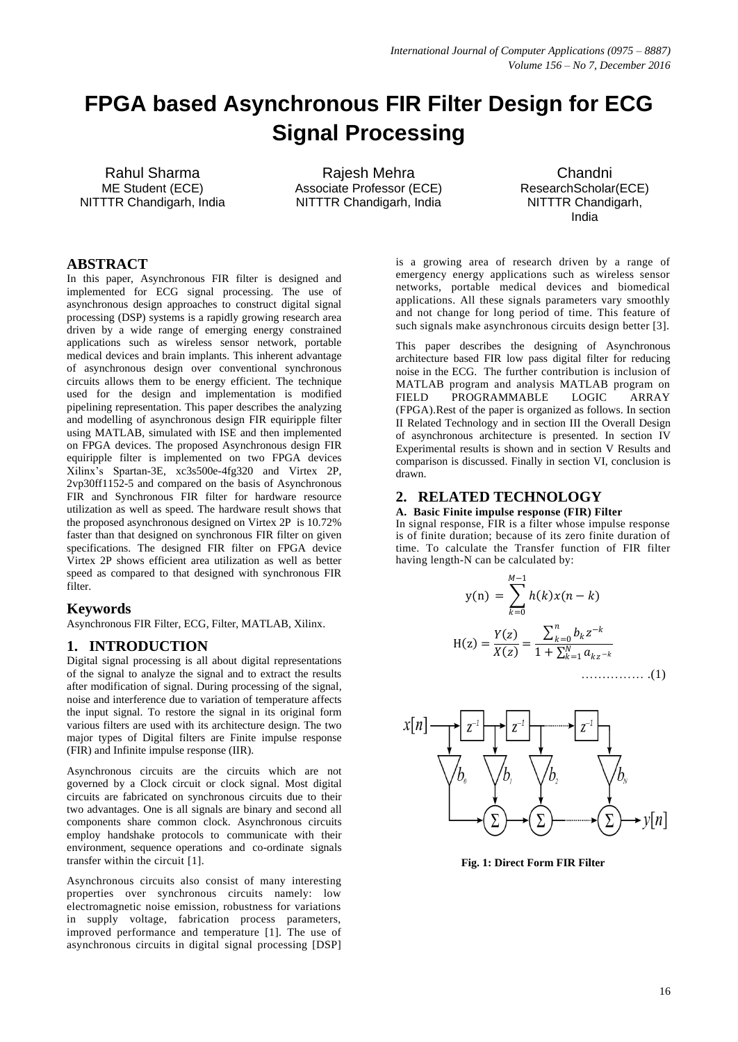# FPGA based Asynchronous FIR Filter Design for ECG Signal Processing

Rahul Sharma
ME Student (ECE)
NITTTR Chandigarh, India

Rajesh Mehra
Associate Professor (ECE)
NITTTR Chandigarh, India

Chandni
ResearchScholar(ECE)
NITTTR Chandigarh, India

## ABSTRACT

In this paper, Asynchronous FIR filter is designed and implemented for ECG signal processing. The use of asynchronous design approaches to construct digital signal processing (DSP) systems is a rapidly growing research area driven by a wide range of emerging energy constrained applications such as wireless sensor network, portable medical devices and brain implants. This inherent advantage of asynchronous design over conventional synchronous circuits allows them to be energy efficient. The technique used for the design and implementation is modified pipelining representation. This paper describes the analyzing and modelling of asynchronous design FIR equiripple filter using MATLAB, simulated with ISE and then implemented on FPGA devices. The proposed Asynchronous design FIR equiripple filter is implemented on two FPGA devices Xilinx's Spartan-3E, xc3s500e-4fg320 and Virtex 2P, 2vp30ff1152-5 and compared on the basis of Asynchronous FIR and Synchronous FIR filter for hardware resource utilization as well as speed. The hardware result shows that the proposed asynchronous designed on Virtex 2P is 10.72% faster than that designed on synchronous FIR filter on given specifications. The designed FIR filter on FPGA device Virtex 2P shows efficient area utilization as well as better speed as compared to that designed with synchronous FIR filter.

## Keywords

Asynchronous FIR Filter, ECG, Filter, MATLAB, Xilinx.

## 1. INTRODUCTION

Digital signal processing is all about digital representations of the signal to analyze the signal and to extract the results after modification of signal. During processing of the signal, noise and interference due to variation of temperature affects the input signal. To restore the signal in its original form various filters are used with its architecture design. The two major types of Digital filters are Finite impulse response (FIR) and Infinite impulse response (IIR).

Asynchronous circuits are the circuits which are not governed by a Clock circuit or clock signal. Most digital circuits are fabricated on synchronous circuits due to their two advantages. One is all signals are binary and second all components share common clock. Asynchronous circuits employ handshake protocols to communicate with their environment, sequence operations and co-ordinate signals transfer within the circuit [1].

Asynchronous circuits also consist of many interesting properties over synchronous circuits namely: low electromagnetic noise emission, robustness for variations in supply voltage, fabrication process parameters, improved performance and temperature [1]. The use of asynchronous circuits in digital signal processing [DSP] is a growing area of research driven by a range of emergency energy applications such as wireless sensor networks, portable medical devices and biomedical applications. All these signals parameters vary smoothly and not change for long period of time. This feature of such signals make asynchronous circuits design better [3].

This paper describes the designing of Asynchronous architecture based FIR low pass digital filter for reducing noise in the ECG. The further contribution is inclusion of MATLAB program and analysis MATLAB program on FIELD PROGRAMMABLE LOGIC ARRAY (FPGA).Rest of the paper is organized as follows. In section II Related Technology and in section III the Overall Design of asynchronous architecture is presented. In section IV Experimental results is shown and in section V Results and comparison is discussed. Finally in section VI, conclusion is drawn.

## 2. RELATED TECHNOLOGY

### A. Basic Finite impulse response (FIR) Filter

In signal response, FIR is a filter whose impulse response is of finite duration; because of its zero finite duration of time. To calculate the Transfer function of FIR filter having length-N can be calculated by:

$$\mathrm{y(n)} = \sum_{k=0}^{M-1} h(k)x(n-k)$$

$$\mathrm{H(z)} = \frac{Y(z)}{X(z)} = \frac{\sum_{k=0}^{n} b_k z^{-k}}{1+\sum_{k=1}^{N} a_{kz^{-k}}} \quad \text{............... .(1)}$$

Fig. 1: Direct Form FIR Filter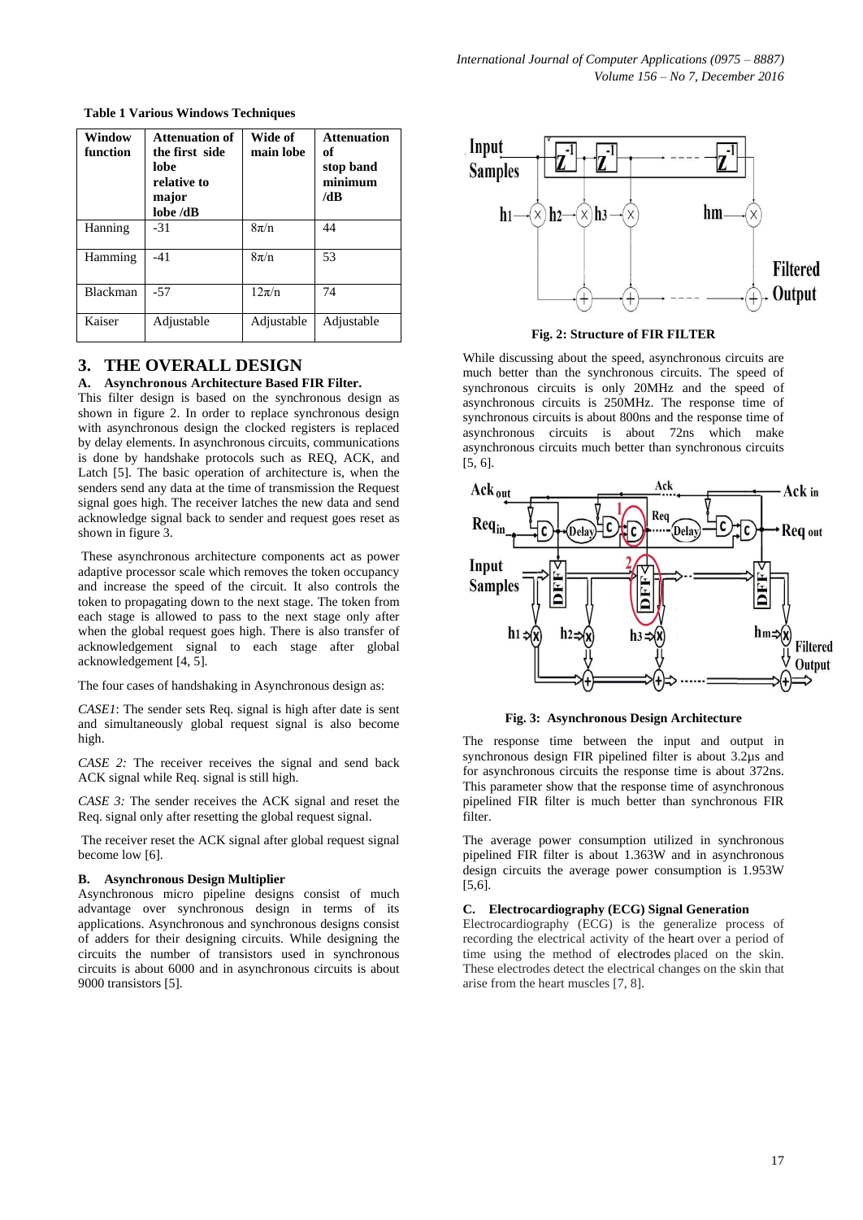**Table 1 Various Windows Techniques**

| Window function | Attenuation of the first side lobe relative to major lobe /dB | Wide of main lobe | Attenuation of stop band minimum /dB |
|---|---|---|---|
| Hanning | -31 | $8\pi/n$ | 44 |
| Hamming | -41 | $8\pi/n$ | 53 |
| Blackman | -57 | $12\pi/n$ | 74 |
| Kaiser | Adjustable | Adjustable | Adjustable |

## 3. THE OVERALL DESIGN

### A. Asynchronous Architecture Based FIR Filter.

This filter design is based on the synchronous design as shown in figure 2. In order to replace synchronous design with asynchronous design the clocked registers is replaced by delay elements. In asynchronous circuits, communications is done by handshake protocols such as REQ, ACK, and Latch [5]. The basic operation of architecture is, when the senders send any data at the time of transmission the Request signal goes high. The receiver latches the new data and send acknowledge signal back to sender and request goes reset as shown in figure 3.

These asynchronous architecture components act as power adaptive processor scale which removes the token occupancy and increase the speed of the circuit. It also controls the token to propagating down to the next stage. The token from each stage is allowed to pass to the next stage only after when the global request goes high. There is also transfer of acknowledgement signal to each stage after global acknowledgement [4, 5].

The four cases of handshaking in Asynchronous design as:

*CASE1*: The sender sets Req. signal is high after date is sent and simultaneously global request signal is also become high.

*CASE 2:* The receiver receives the signal and send back ACK signal while Req. signal is still high.

*CASE 3:* The sender receives the ACK signal and reset the Req. signal only after resetting the global request signal.

The receiver reset the ACK signal after global request signal become low [6].

### B. Asynchronous Design Multiplier

Asynchronous micro pipeline designs consist of much advantage over synchronous design in terms of its applications. Asynchronous and synchronous designs consist of adders for their designing circuits. While designing the circuits the number of transistors used in synchronous circuits is about 6000 and in asynchronous circuits is about 9000 transistors [5].

**Fig. 2: Structure of FIR FILTER**

While discussing about the speed, asynchronous circuits are much better than the synchronous circuits. The speed of synchronous circuits is only 20MHz and the speed of asynchronous circuits is 250MHz. The response time of synchronous circuits is about 800ns and the response time of asynchronous circuits is about 72ns which make asynchronous circuits much better than synchronous circuits [5, 6].

**Fig. 3: Asynchronous Design Architecture**

The response time between the input and output in synchronous design FIR pipelined filter is about 3.2µs and for asynchronous circuits the response time is about 372ns. This parameter show that the response time of asynchronous pipelined FIR filter is much better than synchronous FIR filter.

The average power consumption utilized in synchronous pipelined FIR filter is about 1.363W and in asynchronous design circuits the average power consumption is 1.953W [5,6].

### C. Electrocardiography (ECG) Signal Generation

Electrocardiography (ECG) is the generalize process of recording the electrical activity of the heart over a period of time using the method of electrodes placed on the skin. These electrodes detect the electrical changes on the skin that arise from the heart muscles [7, 8].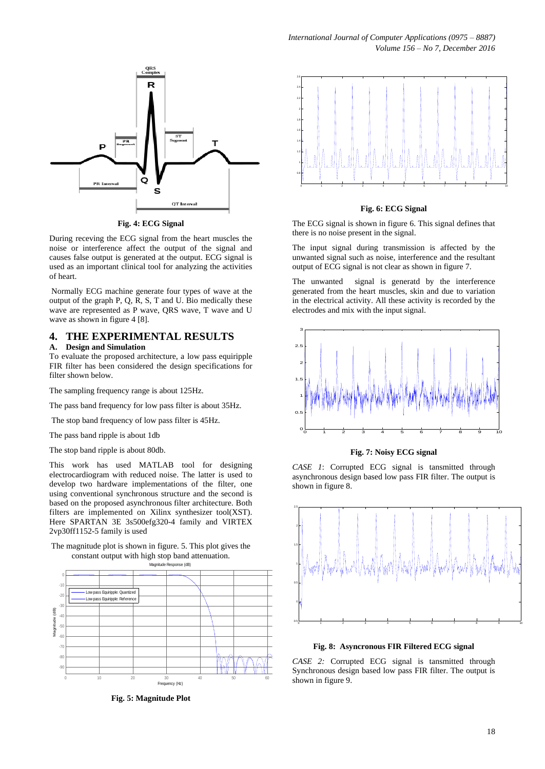Fig. 4: ECG Signal

During receving the ECG signal from the heart muscles the noise or interference affect the output of the signal and causes false output is generated at the output. ECG signal is used as an important clinical tool for analyzing the activities of heart.

Normally ECG machine generate four types of wave at the output of the graph P, Q, R, S, T and U. Bio medically these wave are represented as P wave, QRS wave, T wave and U wave as shown in figure 4 [8].

## 4. THE EXPERIMENTAL RESULTS

### A. Design and Simulation

To evaluate the proposed architecture, a low pass equiripple FIR filter has been considered the design specifications for filter shown below.

The sampling frequency range is about 125Hz.

The pass band frequency for low pass filter is about 35Hz.

The stop band frequency of low pass filter is 45Hz.

The pass band ripple is about 1db

The stop band ripple is about 80db.

This work has used MATLAB tool for designing electrocardiogram with reduced noise. The latter is used to develop two hardware implementations of the filter, one using conventional synchronous structure and the second is based on the proposed asynchronous filter architecture. Both filters are implemented on Xilinx synthesizer tool(XST). Here SPARTAN 3E 3s500efg320-4 family and VIRTEX 2vp30ff1152-5 family is used

The magnitude plot is shown in figure. 5. This plot gives the constant output with high stop band attenuation.

Fig. 5: Magnitude Plot

Fig. 6: ECG Signal

The ECG signal is shown in figure 6. This signal defines that there is no noise present in the signal.

The input signal during transmission is affected by the unwanted signal such as noise, interference and the resultant output of ECG signal is not clear as shown in figure 7.

The unwanted signal is generatd by the interference generated from the heart muscles, skin and due to variation in the electrical activity. All these activity is recorded by the electrodes and mix with the input signal.

Fig. 7: Noisy ECG signal

*CASE 1*: Corrupted ECG signal is tansmitted through asynchronous design based low pass FIR filter. The output is shown in figure 8.

Fig. 8: Asyncronous FIR Filtered ECG signal

*CASE 2:* Corrupted ECG signal is tansmitted through Synchronous design based low pass FIR filter. The output is shown in figure 9.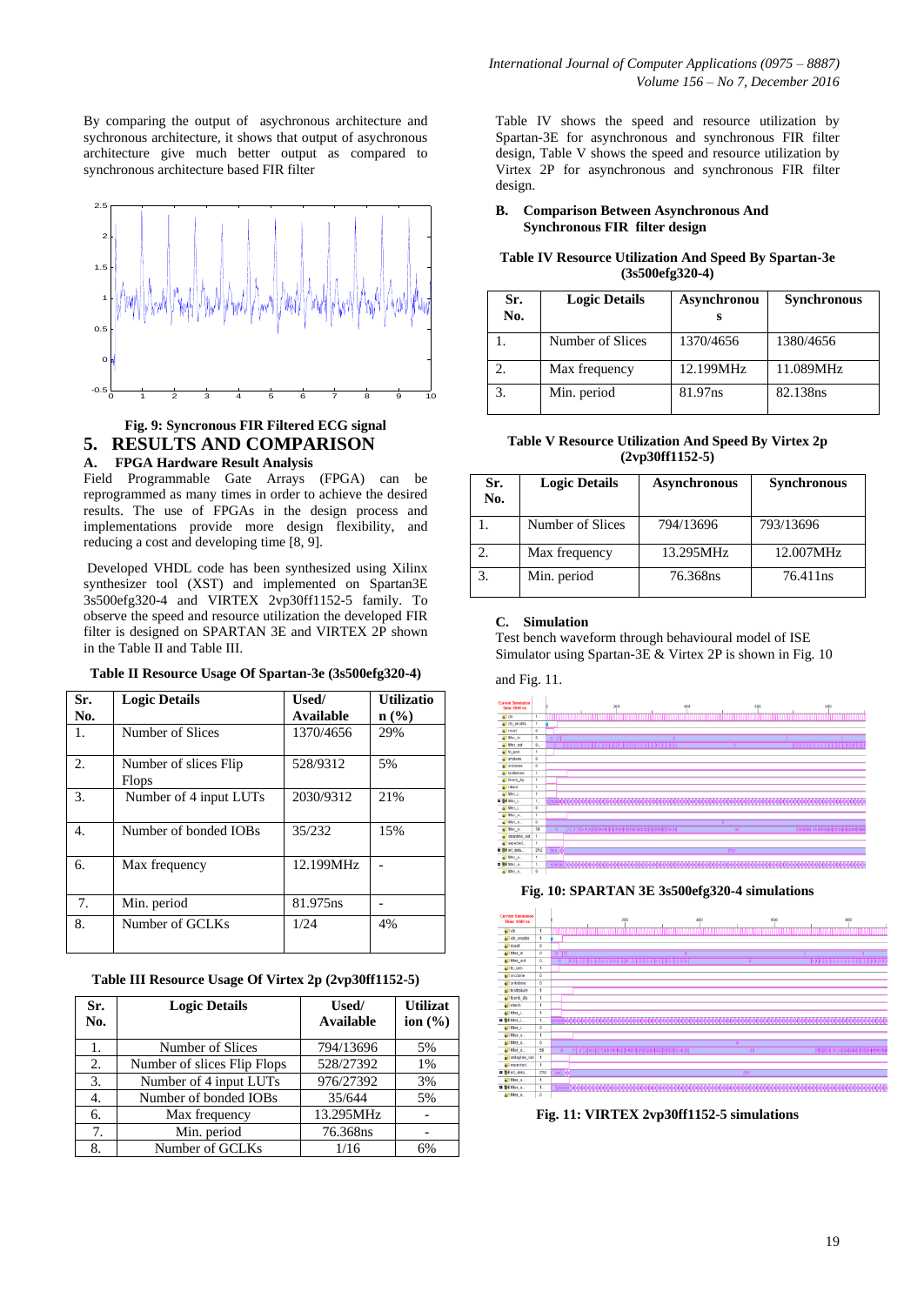By comparing the output of asychronous architecture and sychronous architecture, it shows that output of asynchronous architecture give much better output as compared to synchronous architecture based FIR filter

Fig. 9: Syncronous FIR Filtered ECG signal

## 5. RESULTS AND COMPARISON

### A. FPGA Hardware Result Analysis

Field Programmable Gate Arrays (FPGA) can be reprogrammed as many times in order to achieve the desired results. The use of FPGAs in the design process and implementations provide more design flexibility, and reducing a cost and developing time [8, 9].

Developed VHDL code has been synthesized using Xilinx synthesizer tool (XST) and implemented on Spartan3E 3s500efg320-4 and VIRTEX 2vp30ff1152-5 family. To observe the speed and resource utilization the developed FIR filter is designed on SPARTAN 3E and VIRTEX 2P shown in the Table II and Table III.

**Table II Resource Usage Of Spartan-3e (3s500efg320-4)**

| Sr. No. | Logic Details | Used/ Available | Utilization (%) |
|---|---|---|---|
| 1. | Number of Slices | 1370/4656 | 29% |
| 2. | Number of slices Flip Flops | 528/9312 | 5% |
| 3. | Number of 4 input LUTs | 2030/9312 | 21% |
| 4. | Number of bonded IOBs | 35/232 | 15% |
| 6. | Max frequency | 12.199MHz | - |
| 7. | Min. period | 81.975ns | - |
| 8. | Number of GCLKs | 1/24 | 4% |

**Table III Resource Usage Of Virtex 2p (2vp30ff1152-5)**

| Sr. No. | Logic Details | Used/ Available | Utilization (%) |
|---|---|---|---|
| 1. | Number of Slices | 794/13696 | 5% |
| 2. | Number of slices Flip Flops | 528/27392 | 1% |
| 3. | Number of 4 input LUTs | 976/27392 | 3% |
| 4. | Number of bonded IOBs | 35/644 | 5% |
| 6. | Max frequency | 13.295MHz | - |
| 7. | Min. period | 76.368ns | - |
| 8. | Number of GCLKs | 1/16 | 6% |

Table IV shows the speed and resource utilization by Spartan-3E for asynchronous and synchronous FIR filter design, Table V shows the speed and resource utilization by Virtex 2P for asynchronous and synchronous FIR filter design.

### B. Comparison Between Asynchronous And Synchronous FIR filter design

**Table IV Resource Utilization And Speed By Spartan-3e (3s500efg320-4)**

| Sr. No. | Logic Details | Asynchronous | Synchronous |
|---|---|---|---|
| 1. | Number of Slices | 1370/4656 | 1380/4656 |
| 2. | Max frequency | 12.199MHz | 11.089MHz |
| 3. | Min. period | 81.97ns | 82.138ns |

**Table V Resource Utilization And Speed By Virtex 2p (2vp30ff1152-5)**

| Sr. No. | Logic Details | Asynchronous | Synchronous |
|---|---|---|---|
| 1. | Number of Slices | 794/13696 | 793/13696 |
| 2. | Max frequency | 13.295MHz | 12.007MHz |
| 3. | Min. period | 76.368ns | 76.411ns |

### C. Simulation

Test bench waveform through behavioural model of ISE Simulator using Spartan-3E & Virtex 2P is shown in Fig. 10 and Fig. 11.

Fig. 10: SPARTAN 3E 3s500efg320-4 simulations

Fig. 11: VIRTEX 2vp30ff1152-5 simulations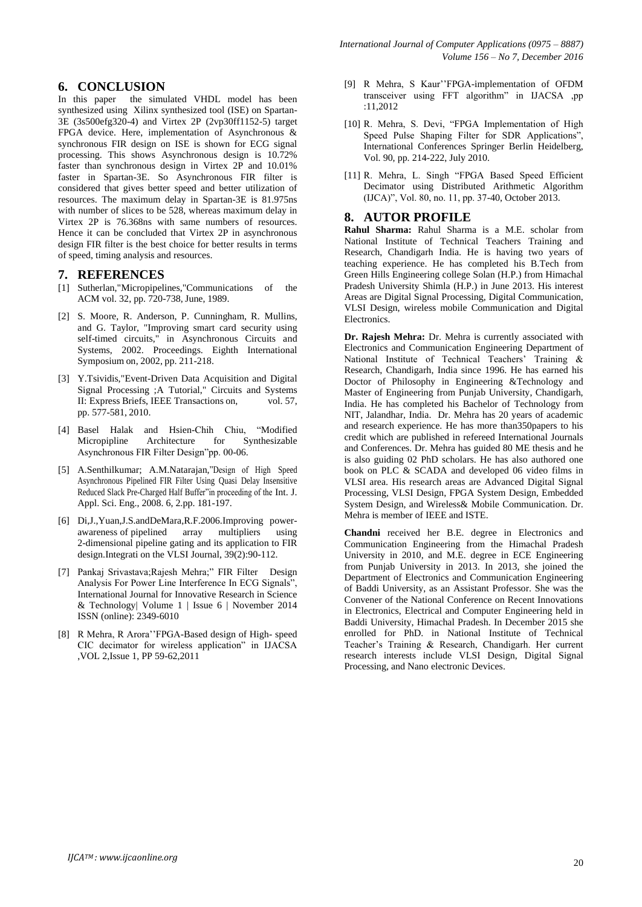## 6. CONCLUSION

In this paper the simulated VHDL model has been synthesized using Xilinx synthesized tool (ISE) on Spartan-3E (3s500efg320-4) and Virtex 2P (2vp30ff1152-5) target FPGA device. Here, implementation of Asynchronous & synchronous FIR design on ISE is shown for ECG signal processing. This shows Asynchronous design is 10.72% faster than synchronous design in Virtex 2P and 10.01% faster in Spartan-3E. So Asynchronous FIR filter is considered that gives better speed and better utilization of resources. The maximum delay in Spartan-3E is 81.975ns with number of slices to be 528, whereas maximum delay in Virtex 2P is 76.368ns with same numbers of resources. Hence it can be concluded that Virtex 2P in asynchronous design FIR filter is the best choice for better results in terms of speed, timing analysis and resources.

## 7. REFERENCES

[1] Sutherlan,"Micropipelines,"Communications of the ACM vol. 32, pp. 720-738, June, 1989.

[2] S. Moore, R. Anderson, P. Cunningham, R. Mullins, and G. Taylor, "Improving smart card security using self-timed circuits," in Asynchronous Circuits and Systems, 2002. Proceedings. Eighth International Symposium on, 2002, pp. 211-218.

[3] Y.Tsividis,"Event-Driven Data Acquisition and Digital Signal Processing ;A Tutorial," Circuits and Systems II: Express Briefs, IEEE Transactions on, vol. 57, pp. 577-581, 2010.

[4] Basel Halak and Hsien-Chih Chiu, "Modified Micropipline Architecture for Synthesizable Asynchronous FIR Filter Design"pp. 00-06.

[5] A.Senthilkumar; A.M.Natarajan,"Design of High Speed Asynchronous Pipelined FIR Filter Using Quasi Delay Insensitive Reduced Slack Pre-Charged Half Buffer"in proceeding of the Int. J. Appl. Sci. Eng., 2008. 6, 2.pp. 181-197.

[6] Di,J.,Yuan,J.S.andDeMara,R.F.2006.Improving power-awareness of pipelined array multipliers using 2-dimensional pipeline gating and its application to FIR design.Integrati on the VLSI Journal, 39(2):90-112.

[7] Pankaj Srivastava;Rajesh Mehra;" FIR Filter Design Analysis For Power Line Interference In ECG Signals", International Journal for Innovative Research in Science & Technology| Volume 1 | Issue 6 | November 2014 ISSN (online): 2349-6010

[8] R Mehra, R Arora''FPGA-Based design of High- speed CIC decimator for wireless application" in IJACSA ,VOL 2,Issue 1, PP 59-62,2011

[9] R Mehra, S Kaur''FPGA-implementation of OFDM transceiver using FFT algorithm" in IJACSA ,pp :11,2012

[10] R. Mehra, S. Devi, "FPGA Implementation of High Speed Pulse Shaping Filter for SDR Applications", International Conferences Springer Berlin Heidelberg, Vol. 90, pp. 214-222, July 2010.

[11] R. Mehra, L. Singh "FPGA Based Speed Efficient Decimator using Distributed Arithmetic Algorithm (IJCA)", Vol. 80, no. 11, pp. 37-40, October 2013.

## 8. AUTOR PROFILE

**Rahul Sharma:** Rahul Sharma is a M.E. scholar from National Institute of Technical Teachers Training and Research, Chandigarh India. He is having two years of teaching experience. He has completed his B.Tech from Green Hills Engineering college Solan (H.P.) from Himachal Pradesh University Shimla (H.P.) in June 2013. His interest Areas are Digital Signal Processing, Digital Communication, VLSI Design, wireless mobile Communication and Digital Electronics.

**Dr. Rajesh Mehra:** Dr. Mehra is currently associated with Electronics and Communication Engineering Department of National Institute of Technical Teachers' Training & Research, Chandigarh, India since 1996. He has earned his Doctor of Philosophy in Engineering &Technology and Master of Engineering from Punjab University, Chandigarh, India. He has completed his Bachelor of Technology from NIT, Jalandhar, India. Dr. Mehra has 20 years of academic and research experience. He has more than350papers to his credit which are published in refereed International Journals and Conferences. Dr. Mehra has guided 80 ME thesis and he is also guiding 02 PhD scholars. He has also authored one book on PLC & SCADA and developed 06 video films in VLSI area. His research areas are Advanced Digital Signal Processing, VLSI Design, FPGA System Design, Embedded System Design, and Wireless& Mobile Communication. Dr. Mehra is member of IEEE and ISTE.

**Chandni** received her B.E. degree in Electronics and Communication Engineering from the Himachal Pradesh University in 2010, and M.E. degree in ECE Engineering from Punjab University in 2013. In 2013, she joined the Department of Electronics and Communication Engineering of Baddi University, as an Assistant Professor. She was the Convener of the National Conference on Recent Innovations in Electronics, Electrical and Computer Engineering held in Baddi University, Himachal Pradesh. In December 2015 she enrolled for PhD. in National Institute of Technical Teacher's Training & Research, Chandigarh. Her current research interests include VLSI Design, Digital Signal Processing, and Nano electronic Devices.